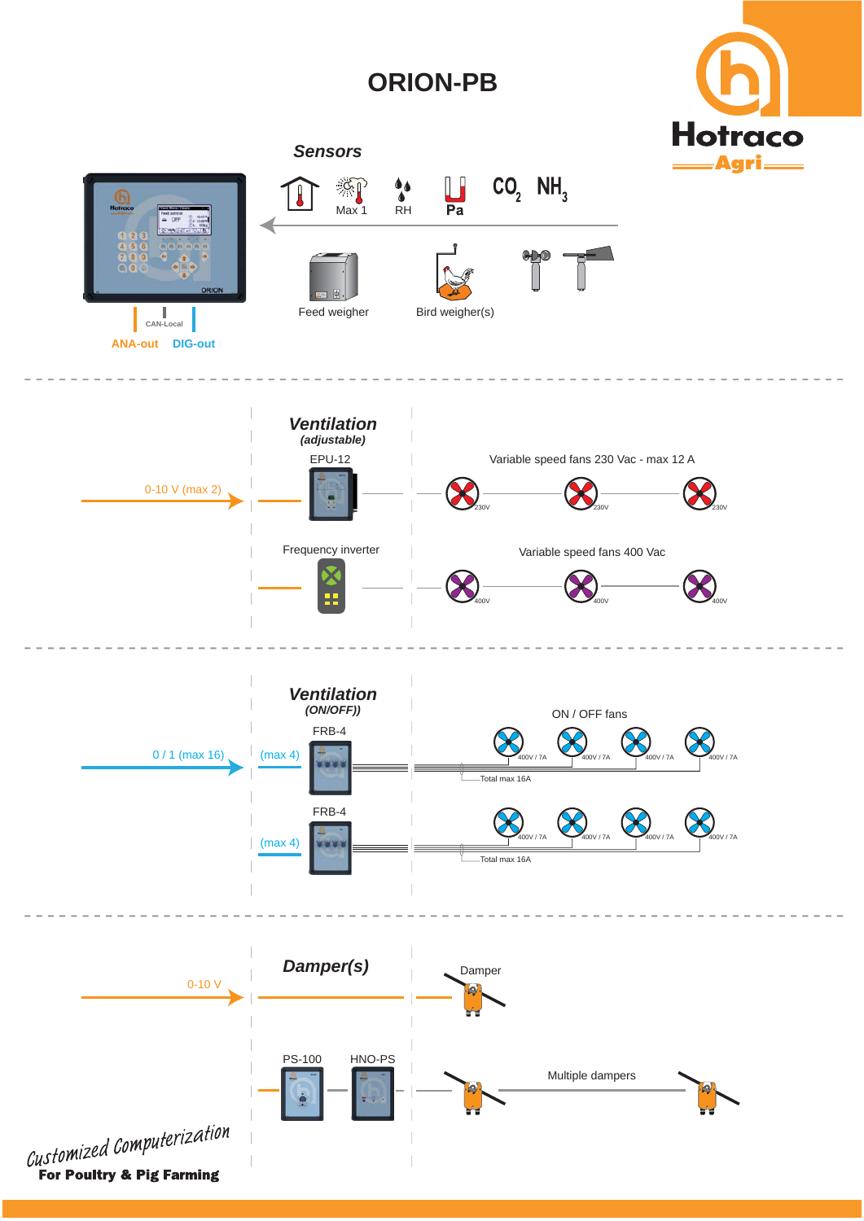# ORION-PB

Hotraco Agri

## *Sensors*

Max 1 RH Pa $CO_2$ $NH_3$

Feed weigher

Bird weigher(s)

CAN-Local

ANA-out DIG-out

---

## *Ventilation*

*(adjustable)*

0-10 V (max 2)

EPU-12

Variable speed fans 230 Vac - max 12 A

230V 230V 230V

Frequency inverter

Variable speed fans 400 Vac

400V 400V 400V

---

## *Ventilation*

*(ON/OFF))*

0 / 1 (max 16)

FRB-4

(max 4)

ON / OFF fans

400V / 7A 400V / 7A 400V / 7A 400V / 7A

Total max 16A

FRB-4

(max 4)

400V / 7A 400V / 7A 400V / 7A 400V / 7A

Total max 16A

---

## *Damper(s)*

0-10 V

Damper

PS-100 HNO-PS

Multiple dampers

*Customized Computerization*

**For Poultry & Pig Farming**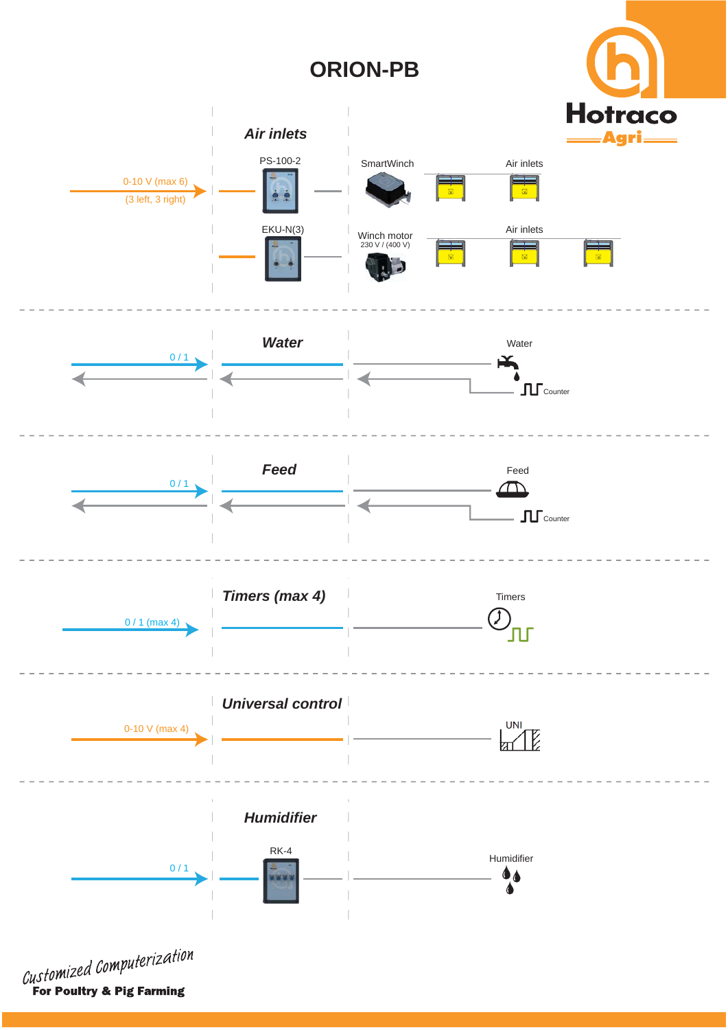# ORION-PB

Hotraco Agri

## Air inlets

0-10 V (max 6)
(3 left, 3 right)

PS-100-2

SmartWinch

Air inlets

EKU-N(3)

Winch motor
230 V / (400 V)

Air inlets

## Water

0 / 1

Water

Counter

## Feed

0 / 1

Feed

Counter

## Timers (max 4)

0 / 1 (max 4)

Timers

## Universal control

0-10 V (max 4)

UNI

## Humidifier

RK-4

0 / 1

Humidifier

Customized Computerization
**For Poultry & Pig Farming**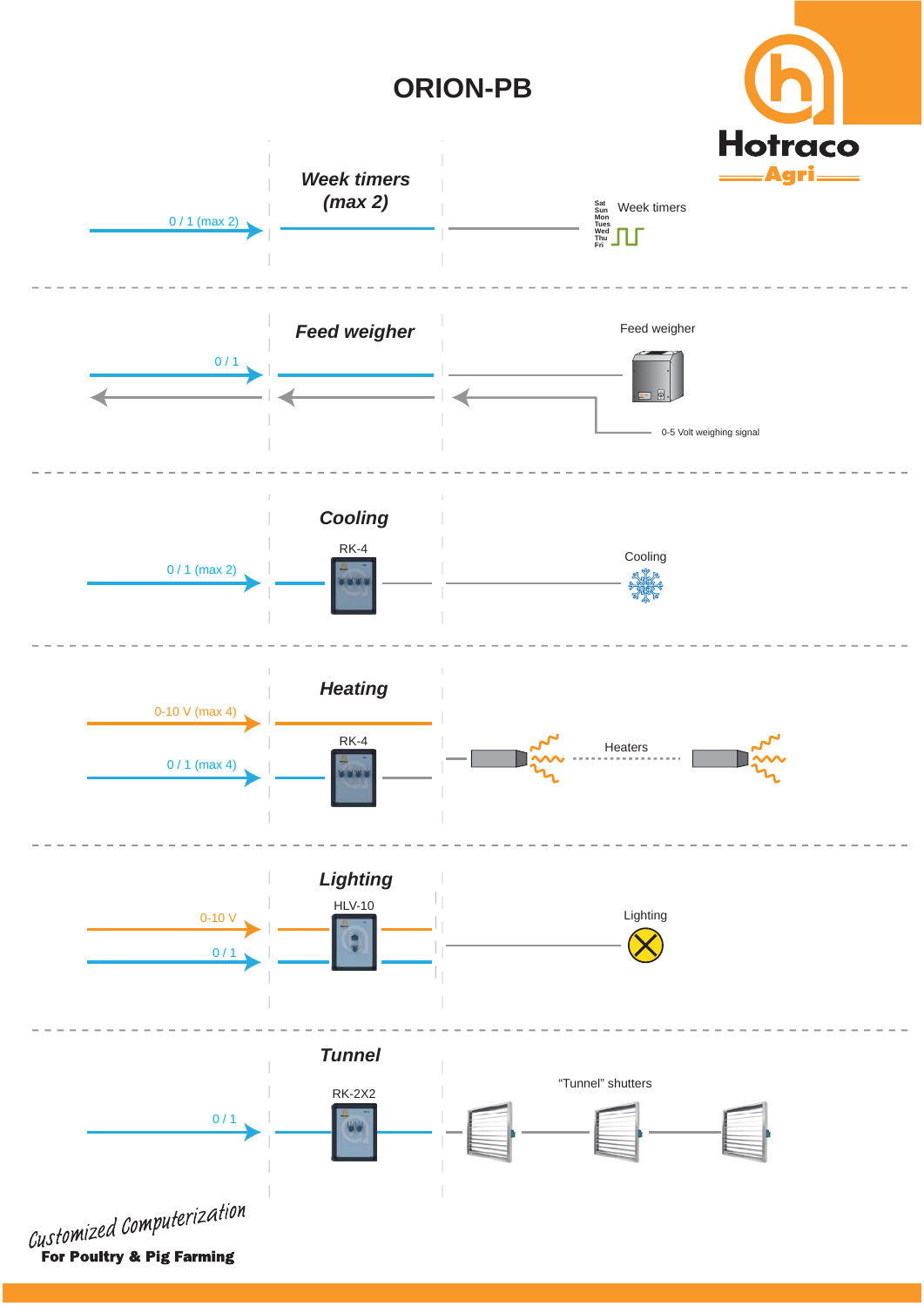# ORION-PB

Hotraco Agri

## *Week timers (max 2)*

0 / 1 (max 2)

Week timers

Sat
Sun
Mon
Tues
Wed
Thu
Fri

---

## *Feed weigher*

0 / 1

Feed weigher

0-5 Volt weighing signal

---

## *Cooling*

RK-4

0 / 1 (max 2)

Cooling

---

## *Heating*

0-10 V (max 4)

RK-4

0 / 1 (max 4)

Heaters

---

## *Lighting*

HLV-10

0-10 V

0 / 1

Lighting

---

## *Tunnel*

RK-2X2

0 / 1

“Tunnel” shutters

Customized Computerization

**For Poultry & Pig Farming**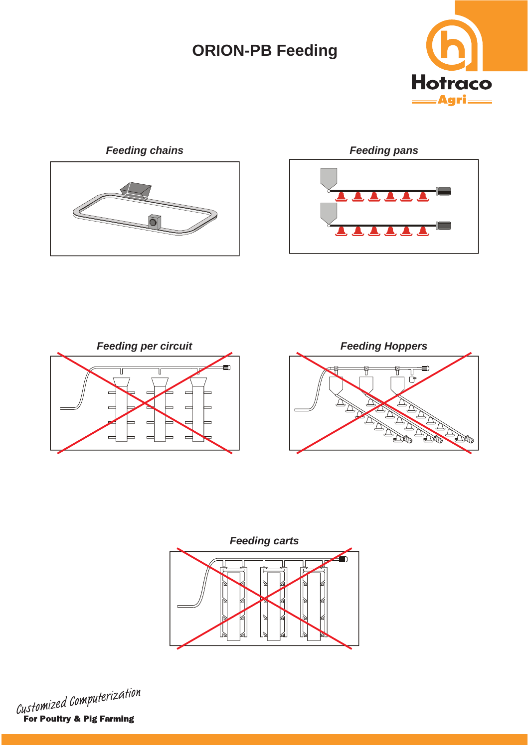# ORION-PB Feeding

*Feeding chains*

*Feeding pans*

*Feeding per circuit*

*Feeding Hoppers*

*Feeding carts*

*Customized Computerization*

**For Poultry & Pig Farming**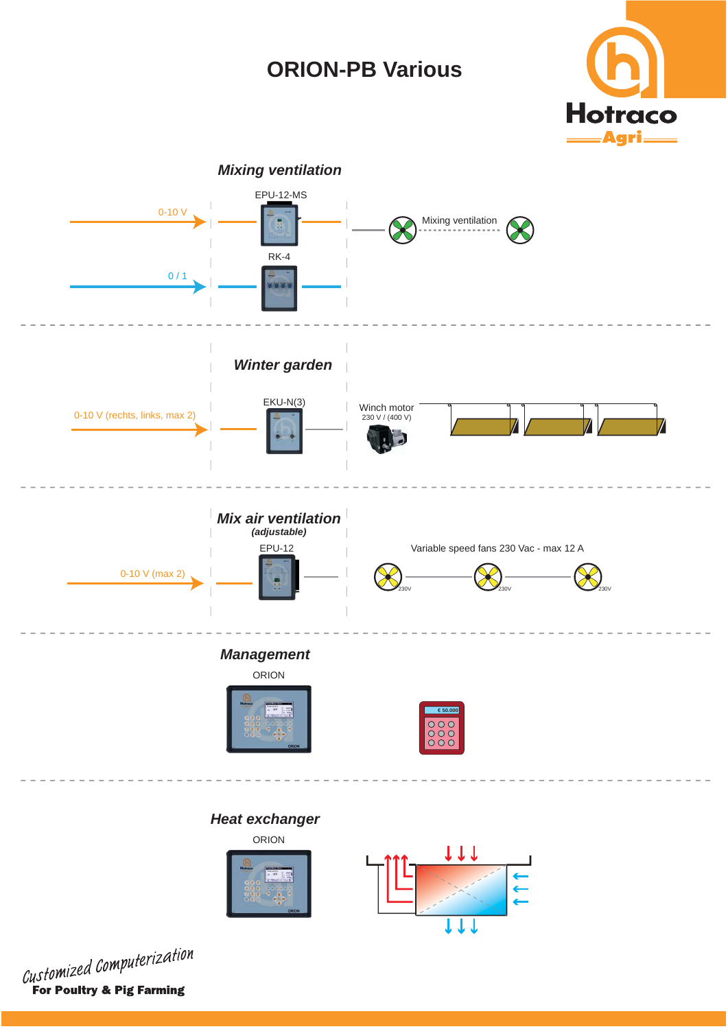# ORION-PB Various

## *Mixing ventilation*

EPU-12-MS

0-10 V

RK-4

0 / 1

Mixing ventilation

## *Winter garden*

EKU-N(3)

0-10 V (rechts, links, max 2)

Winch motor
230 V / (400 V)

## *Mix air ventilation*

***(adjustable)***

EPU-12

0-10 V (max 2)

Variable speed fans 230 Vac - max 12 A

230V

230V

230V

## *Management*

ORION

€ 50.000

## *Heat exchanger*

ORION

Customized Computerization

**For Poultry & Pig Farming**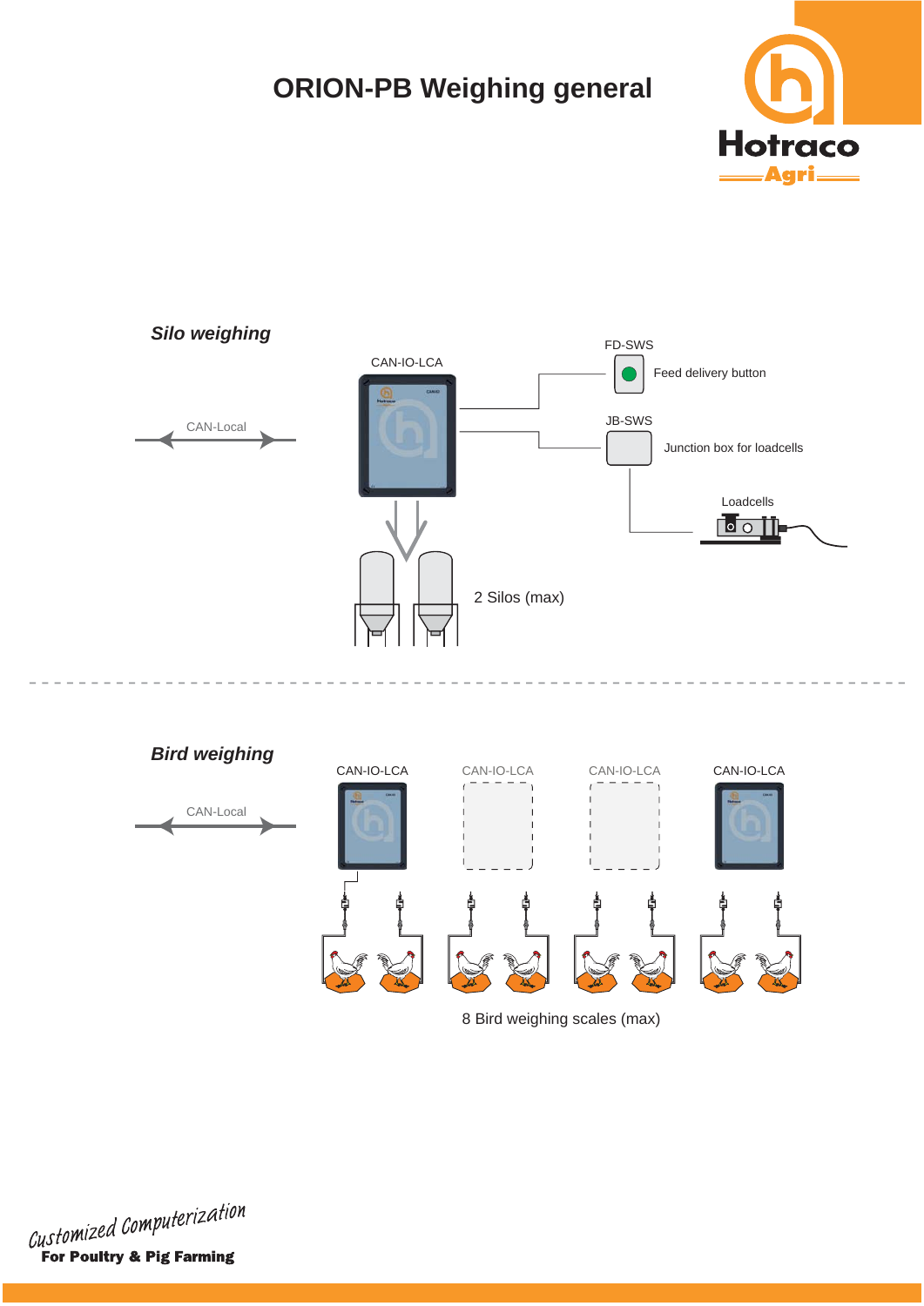# ORION-PB Weighing general

## *Silo weighing*

CAN-Local

CAN-IO-LCA

FD-SWS

Feed delivery button

JB-SWS

Junction box for loadcells

Loadcells

2 Silos (max)

## *Bird weighing*

CAN-Local

CAN-IO-LCA

CAN-IO-LCA

CAN-IO-LCA

CAN-IO-LCA

8 Bird weighing scales (max)

*Customized Computerization*

**For Poultry & Pig Farming**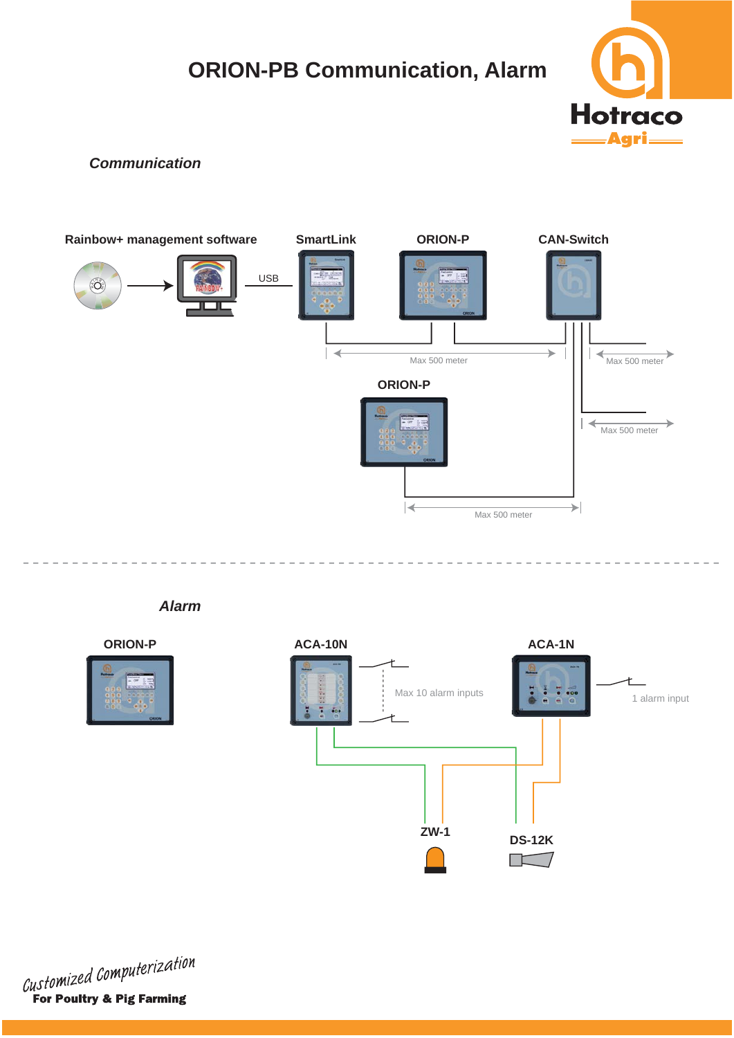# ORION-PB Communication, Alarm

Hotraco
Agri

## *Communication*

Rainbow+ management software

USB

SmartLink

ORION-P

CAN-Switch

Max 500 meter

Max 500 meter

ORION-P

Max 500 meter

Max 500 meter

## *Alarm*

ORION-P

ACA-10N

Max 10 alarm inputs

ACA-1N

1 alarm input

ZW-1

DS-12K

*Customized Computerization*
**For Poultry & Pig Farming**